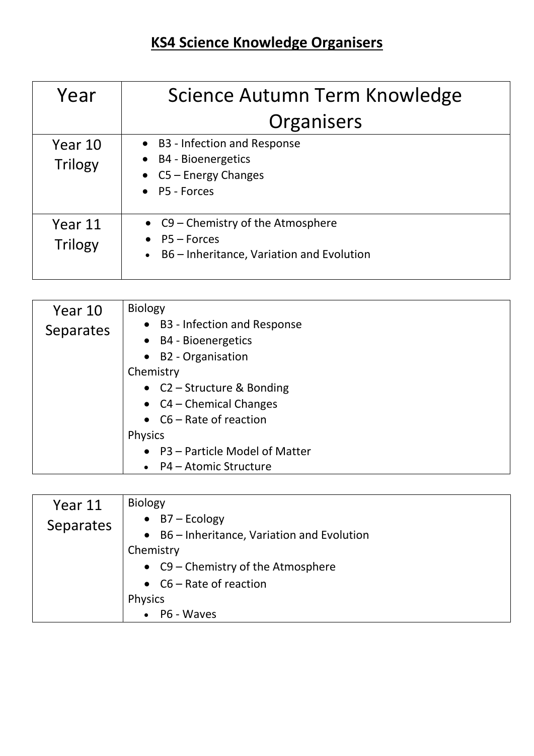# KS4 Science Knowledge Organisers

| Year | Science Autumn Term Knowledge Organisers |
| --- | --- |
| Year 10 Trilogy | • B3 - Infection and Response<br>• B4 - Bioenergetics<br>• C5 – Energy Changes<br>• P5 - Forces |
| Year 11 Trilogy | • C9 – Chemistry of the Atmosphere<br>• P5 – Forces<br>• B6 – Inheritance, Variation and Evolution |

| Year 10 Separates | Biology<br>• B3 - Infection and Response<br>• B4 - Bioenergetics<br>• B2 - Organisation<br>Chemistry<br>• C2 – Structure & Bonding<br>• C4 – Chemical Changes<br>• C6 – Rate of reaction<br>Physics<br>• P3 – Particle Model of Matter<br>• P4 – Atomic Structure |
| --- | --- |

| Year 11 Separates | Biology<br>• B7 – Ecology<br>• B6 – Inheritance, Variation and Evolution<br>Chemistry<br>• C9 – Chemistry of the Atmosphere<br>• C6 – Rate of reaction<br>Physics<br>• P6 - Waves |
| --- | --- |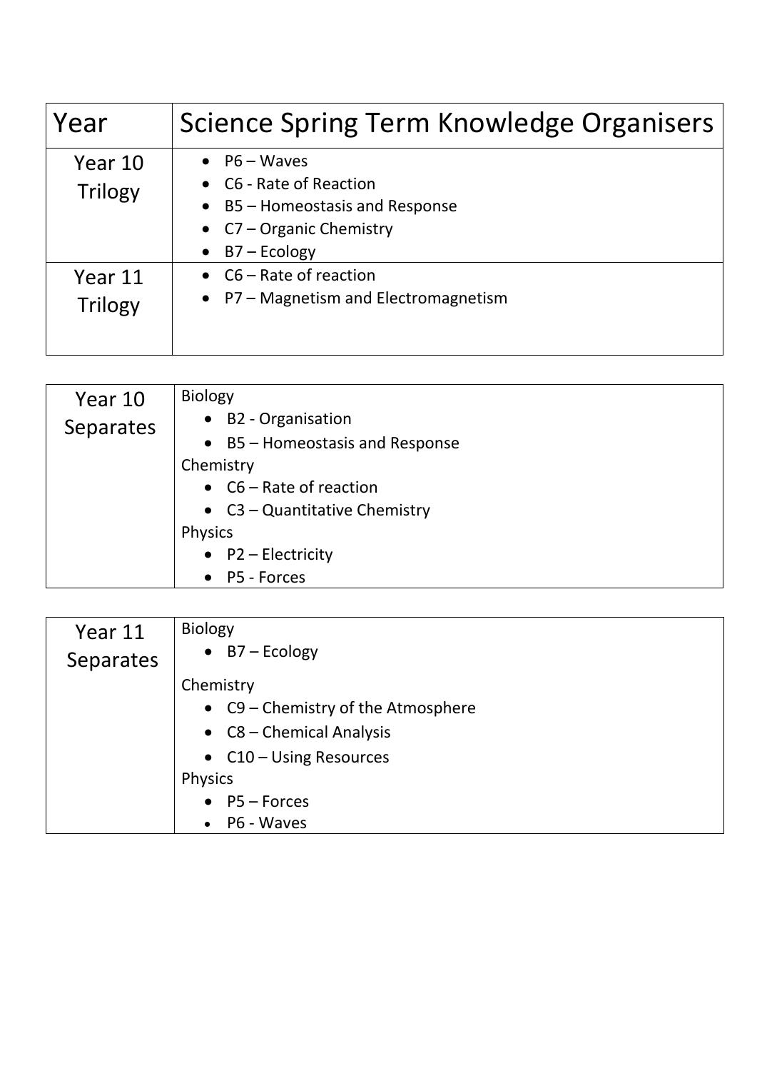| Year | Science Spring Term Knowledge Organisers |
| --- | --- |
| Year 10 Trilogy | • P6 – Waves<br>• C6 - Rate of Reaction<br>• B5 – Homeostasis and Response<br>• C7 – Organic Chemistry<br>• B7 – Ecology |
| Year 11 Trilogy | • C6 – Rate of reaction<br>• P7 – Magnetism and Electromagnetism |

| Year 10 Separates | Biology<br>• B2 - Organisation<br>• B5 – Homeostasis and Response<br>Chemistry<br>• C6 – Rate of reaction<br>• C3 – Quantitative Chemistry<br>Physics<br>• P2 – Electricity<br>• P5 - Forces |
| --- | --- |

| Year 11 Separates | Biology<br>• B7 – Ecology<br>Chemistry<br>• C9 – Chemistry of the Atmosphere<br>• C8 – Chemical Analysis<br>• C10 – Using Resources<br>Physics<br>• P5 – Forces<br>• P6 - Waves |
| --- | --- |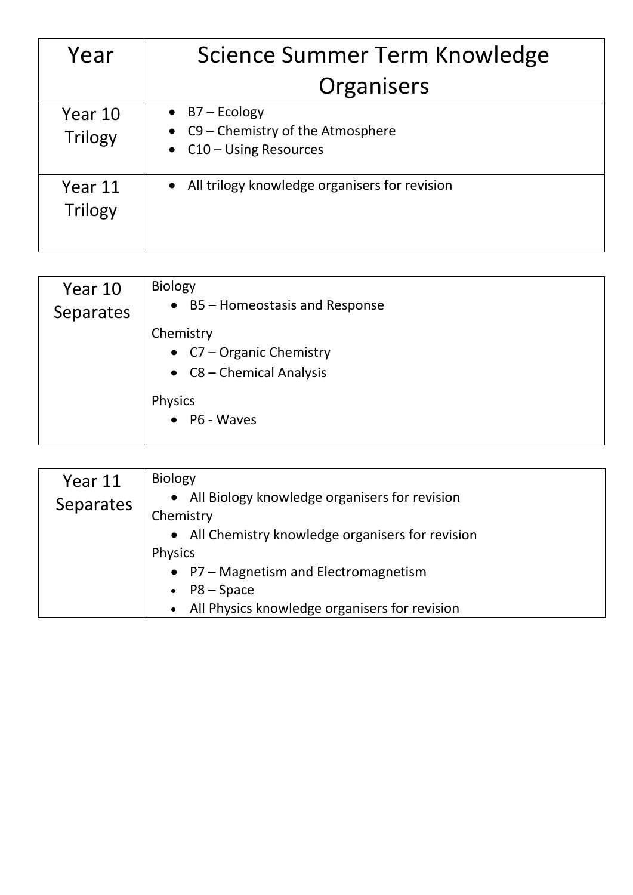| Year | Science Summer Term Knowledge Organisers |
|---|---|
| Year 10 Trilogy | • B7 – Ecology<br>• C9 – Chemistry of the Atmosphere<br>• C10 – Using Resources |
| Year 11 Trilogy | • All trilogy knowledge organisers for revision |

| | |
|---|---|
| Year 10 Separates | Biology<br>• B5 – Homeostasis and Response<br>Chemistry<br>• C7 – Organic Chemistry<br>• C8 – Chemical Analysis<br>Physics<br>• P6 - Waves |

| | |
|---|---|
| Year 11 Separates | Biology<br>• All Biology knowledge organisers for revision<br>Chemistry<br>• All Chemistry knowledge organisers for revision<br>Physics<br>• P7 – Magnetism and Electromagnetism<br>• P8 – Space<br>• All Physics knowledge organisers for revision |